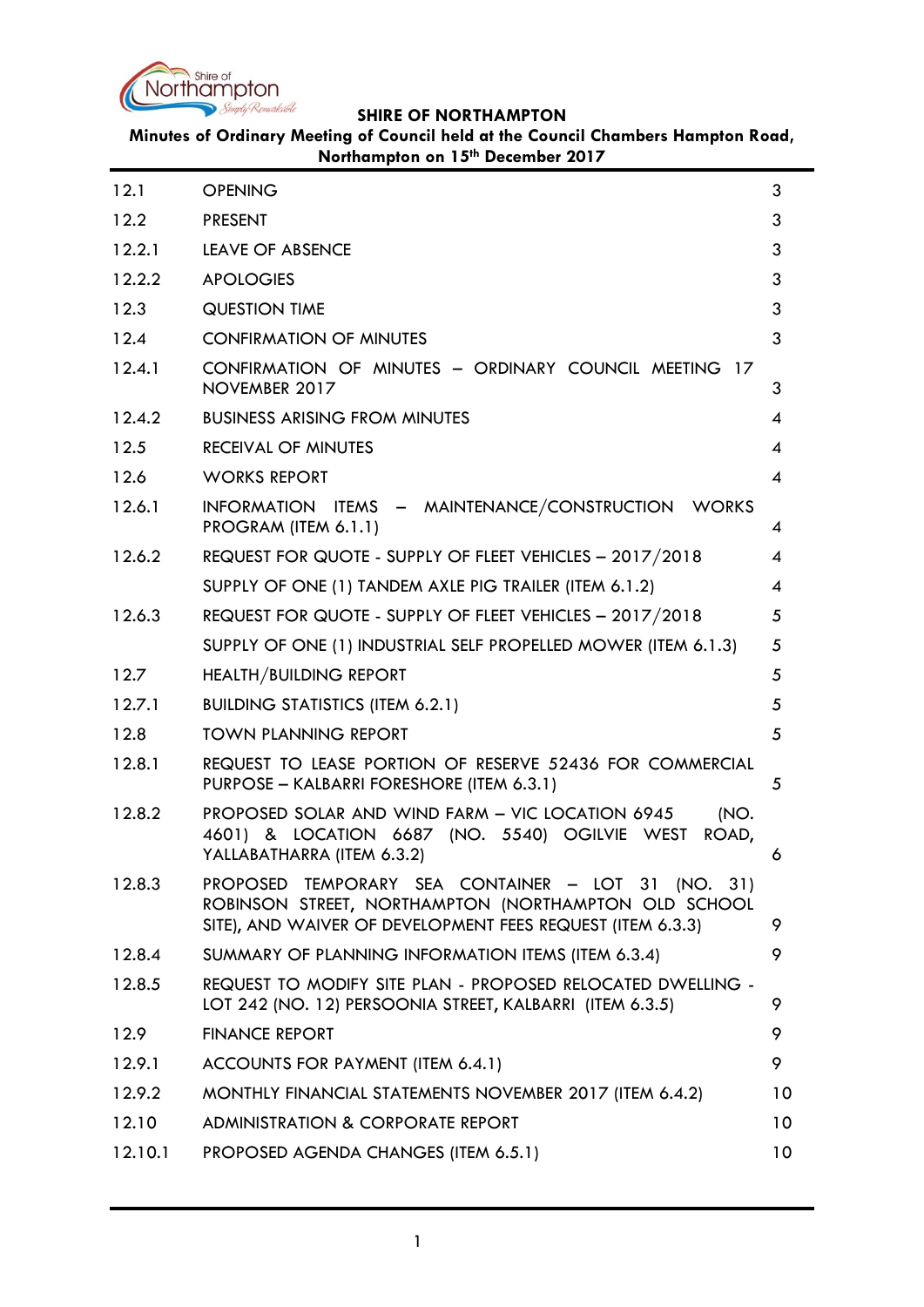**SHIRE OF NORTHAMPTON**

**Minutes of Ordinary Meeting of Council held at the Council Chambers Hampton Road, Northampton on 15th December 2017**

| | | |
|---|---|---|
| 12.1 | OPENING | 3 |
| 12.2 | PRESENT | 3 |
| 12.2.1 | LEAVE OF ABSENCE | 3 |
| 12.2.2 | APOLOGIES | 3 |
| 12.3 | QUESTION TIME | 3 |
| 12.4 | CONFIRMATION OF MINUTES | 3 |
| 12.4.1 | CONFIRMATION OF MINUTES – ORDINARY COUNCIL MEETING 17 NOVEMBER 2017 | 3 |
| 12.4.2 | BUSINESS ARISING FROM MINUTES | 4 |
| 12.5 | RECEIVAL OF MINUTES | 4 |
| 12.6 | WORKS REPORT | 4 |
| 12.6.1 | INFORMATION ITEMS – MAINTENANCE/CONSTRUCTION WORKS PROGRAM (ITEM 6.1.1) | 4 |
| 12.6.2 | REQUEST FOR QUOTE - SUPPLY OF FLEET VEHICLES – 2017/2018 | 4 |
| | SUPPLY OF ONE (1) TANDEM AXLE PIG TRAILER (ITEM 6.1.2) | 4 |
| 12.6.3 | REQUEST FOR QUOTE - SUPPLY OF FLEET VEHICLES – 2017/2018 | 5 |
| | SUPPLY OF ONE (1) INDUSTRIAL SELF PROPELLED MOWER (ITEM 6.1.3) | 5 |
| 12.7 | HEALTH/BUILDING REPORT | 5 |
| 12.7.1 | BUILDING STATISTICS (ITEM 6.2.1) | 5 |
| 12.8 | TOWN PLANNING REPORT | 5 |
| 12.8.1 | REQUEST TO LEASE PORTION OF RESERVE 52436 FOR COMMERCIAL PURPOSE – KALBARRI FORESHORE (ITEM 6.3.1) | 5 |
| 12.8.2 | PROPOSED SOLAR AND WIND FARM – VIC LOCATION 6945 (NO. 4601) & LOCATION 6687 (NO. 5540) OGILVIE WEST ROAD, YALLABATHARRA (ITEM 6.3.2) | 6 |
| 12.8.3 | PROPOSED TEMPORARY SEA CONTAINER – LOT 31 (NO. 31) ROBINSON STREET, NORTHAMPTON (NORTHAMPTON OLD SCHOOL SITE), AND WAIVER OF DEVELOPMENT FEES REQUEST (ITEM 6.3.3) | 9 |
| 12.8.4 | SUMMARY OF PLANNING INFORMATION ITEMS (ITEM 6.3.4) | 9 |
| 12.8.5 | REQUEST TO MODIFY SITE PLAN - PROPOSED RELOCATED DWELLING - LOT 242 (NO. 12) PERSOONIA STREET, KALBARRI (ITEM 6.3.5) | 9 |
| 12.9 | FINANCE REPORT | 9 |
| 12.9.1 | ACCOUNTS FOR PAYMENT (ITEM 6.4.1) | 9 |
| 12.9.2 | MONTHLY FINANCIAL STATEMENTS NOVEMBER 2017 (ITEM 6.4.2) | 10 |
| 12.10 | ADMINISTRATION & CORPORATE REPORT | 10 |
| 12.10.1 | PROPOSED AGENDA CHANGES (ITEM 6.5.1) | 10 |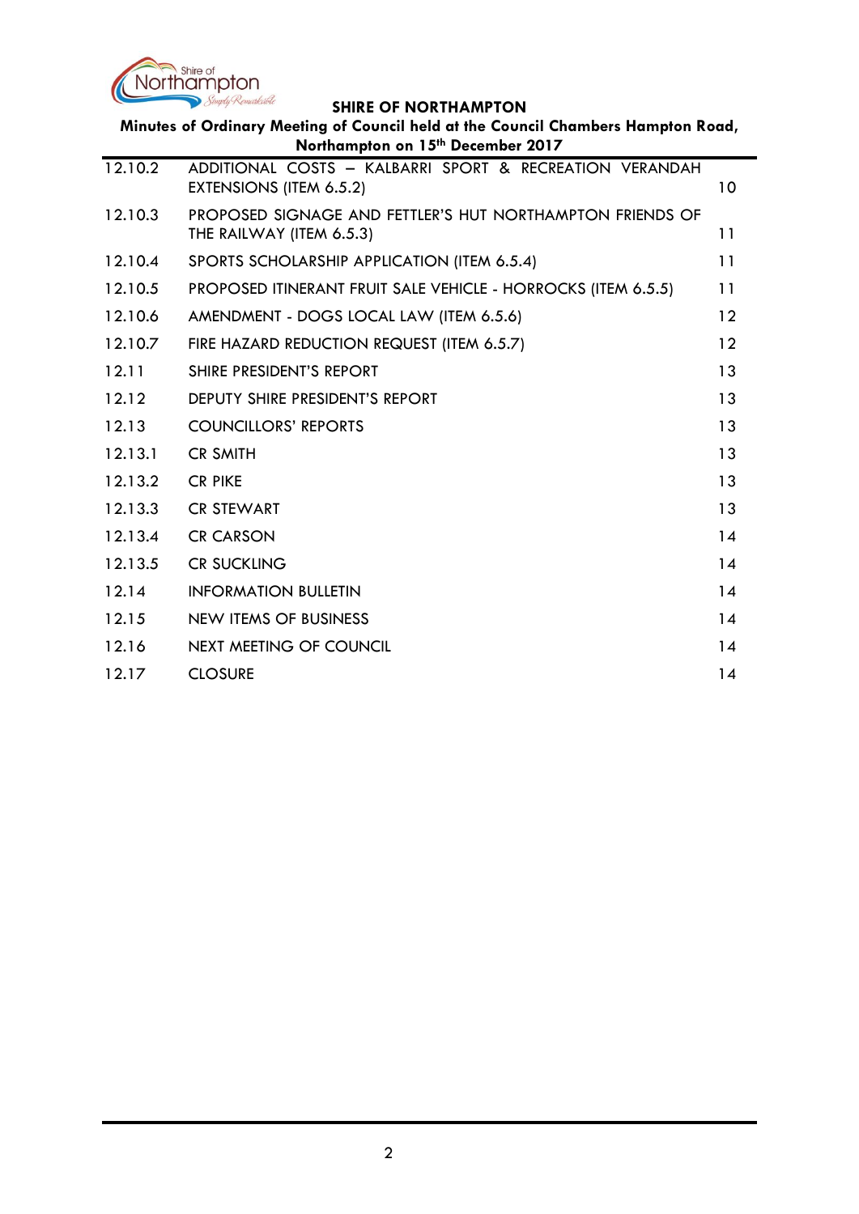| | | |
|---|---|---|
| 12.10.2 | ADDITIONAL COSTS – KALBARRI SPORT & RECREATION VERANDAH EXTENSIONS (ITEM 6.5.2) | 10 |
| 12.10.3 | PROPOSED SIGNAGE AND FETTLER'S HUT NORTHAMPTON FRIENDS OF THE RAILWAY (ITEM 6.5.3) | 11 |
| 12.10.4 | SPORTS SCHOLARSHIP APPLICATION (ITEM 6.5.4) | 11 |
| 12.10.5 | PROPOSED ITINERANT FRUIT SALE VEHICLE - HORROCKS (ITEM 6.5.5) | 11 |
| 12.10.6 | AMENDMENT - DOGS LOCAL LAW (ITEM 6.5.6) | 12 |
| 12.10.7 | FIRE HAZARD REDUCTION REQUEST (ITEM 6.5.7) | 12 |
| 12.11 | SHIRE PRESIDENT'S REPORT | 13 |
| 12.12 | DEPUTY SHIRE PRESIDENT'S REPORT | 13 |
| 12.13 | COUNCILLORS' REPORTS | 13 |
| 12.13.1 | CR SMITH | 13 |
| 12.13.2 | CR PIKE | 13 |
| 12.13.3 | CR STEWART | 13 |
| 12.13.4 | CR CARSON | 14 |
| 12.13.5 | CR SUCKLING | 14 |
| 12.14 | INFORMATION BULLETIN | 14 |
| 12.15 | NEW ITEMS OF BUSINESS | 14 |
| 12.16 | NEXT MEETING OF COUNCIL | 14 |
| 12.17 | CLOSURE | 14 |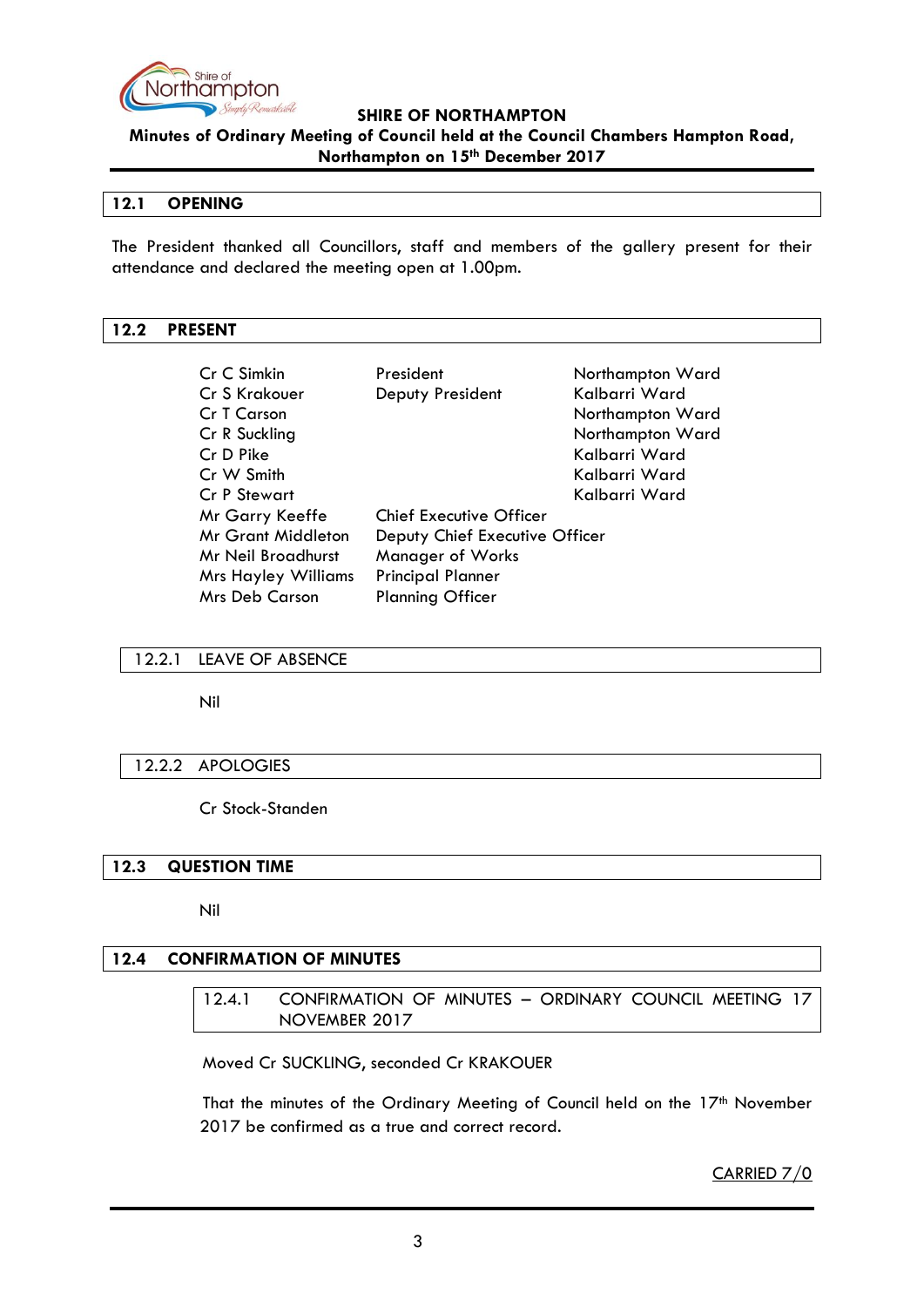## 12.1 OPENING

The President thanked all Councillors, staff and members of the gallery present for their attendance and declared the meeting open at 1.00pm.

## 12.2 PRESENT

| | | |
|---|---|---|
| Cr C Simkin | President | Northampton Ward |
| Cr S Krakouer | Deputy President | Kalbarri Ward |
| Cr T Carson | | Northampton Ward |
| Cr R Suckling | | Northampton Ward |
| Cr D Pike | | Kalbarri Ward |
| Cr W Smith | | Kalbarri Ward |
| Cr P Stewart | | Kalbarri Ward |
| Mr Garry Keeffe | Chief Executive Officer | |
| Mr Grant Middleton | Deputy Chief Executive Officer | |
| Mr Neil Broadhurst | Manager of Works | |
| Mrs Hayley Williams | Principal Planner | |
| Mrs Deb Carson | Planning Officer | |

### 12.2.1 LEAVE OF ABSENCE

Nil

### 12.2.2 APOLOGIES

Cr Stock-Standen

## 12.3 QUESTION TIME

Nil

## 12.4 CONFIRMATION OF MINUTES

### 12.4.1 CONFIRMATION OF MINUTES – ORDINARY COUNCIL MEETING 17 NOVEMBER 2017

Moved Cr SUCKLING, seconded Cr KRAKOUER

That the minutes of the Ordinary Meeting of Council held on the 17th November 2017 be confirmed as a true and correct record.

CARRIED 7/0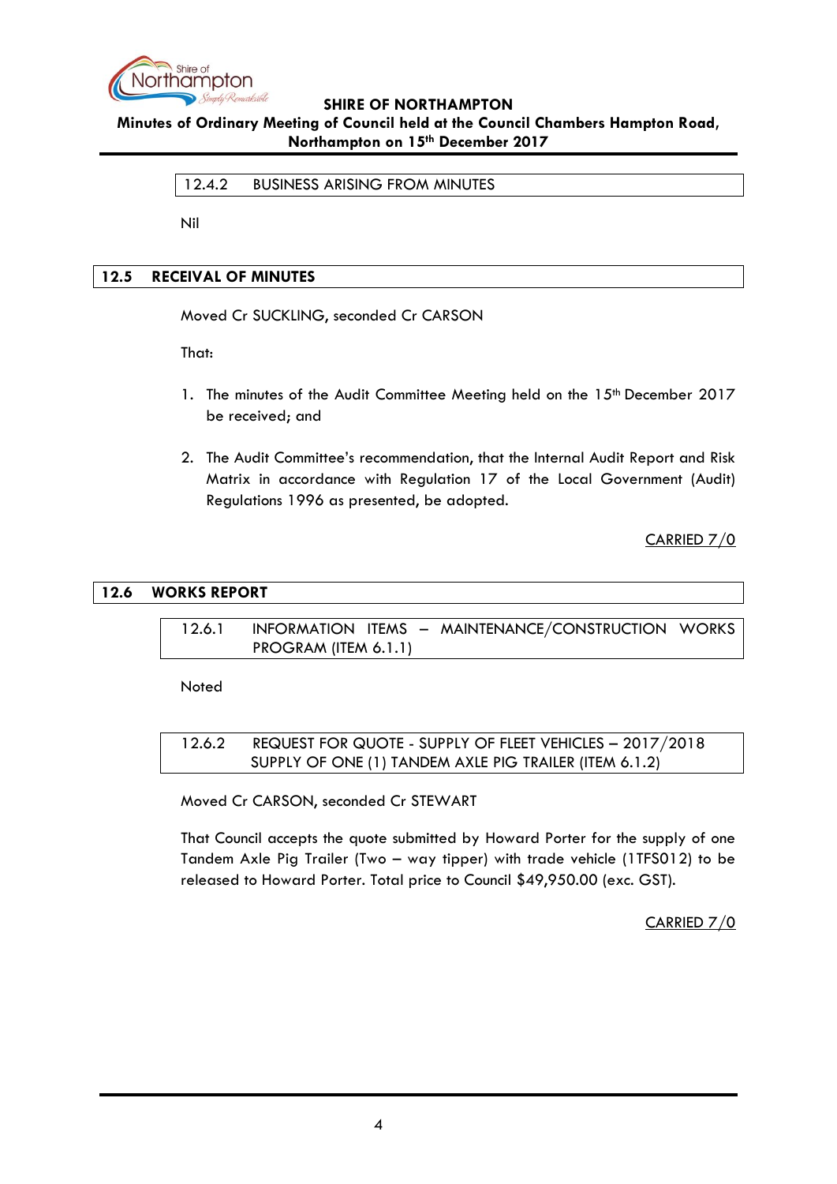### 12.4.2 BUSINESS ARISING FROM MINUTES

Nil

## 12.5 RECEIVAL OF MINUTES

Moved Cr SUCKLING, seconded Cr CARSON

That:

1. The minutes of the Audit Committee Meeting held on the 15th December 2017 be received; and

2. The Audit Committee's recommendation, that the Internal Audit Report and Risk Matrix in accordance with Regulation 17 of the Local Government (Audit) Regulations 1996 as presented, be adopted.

CARRIED 7/0

## 12.6 WORKS REPORT

### 12.6.1 INFORMATION ITEMS – MAINTENANCE/CONSTRUCTION WORKS PROGRAM (ITEM 6.1.1)

Noted

### 12.6.2 REQUEST FOR QUOTE - SUPPLY OF FLEET VEHICLES – 2017/2018 SUPPLY OF ONE (1) TANDEM AXLE PIG TRAILER (ITEM 6.1.2)

Moved Cr CARSON, seconded Cr STEWART

That Council accepts the quote submitted by Howard Porter for the supply of one Tandem Axle Pig Trailer (Two – way tipper) with trade vehicle (1TFS012) to be released to Howard Porter. Total price to Council $49,950.00 (exc. GST).

CARRIED 7/0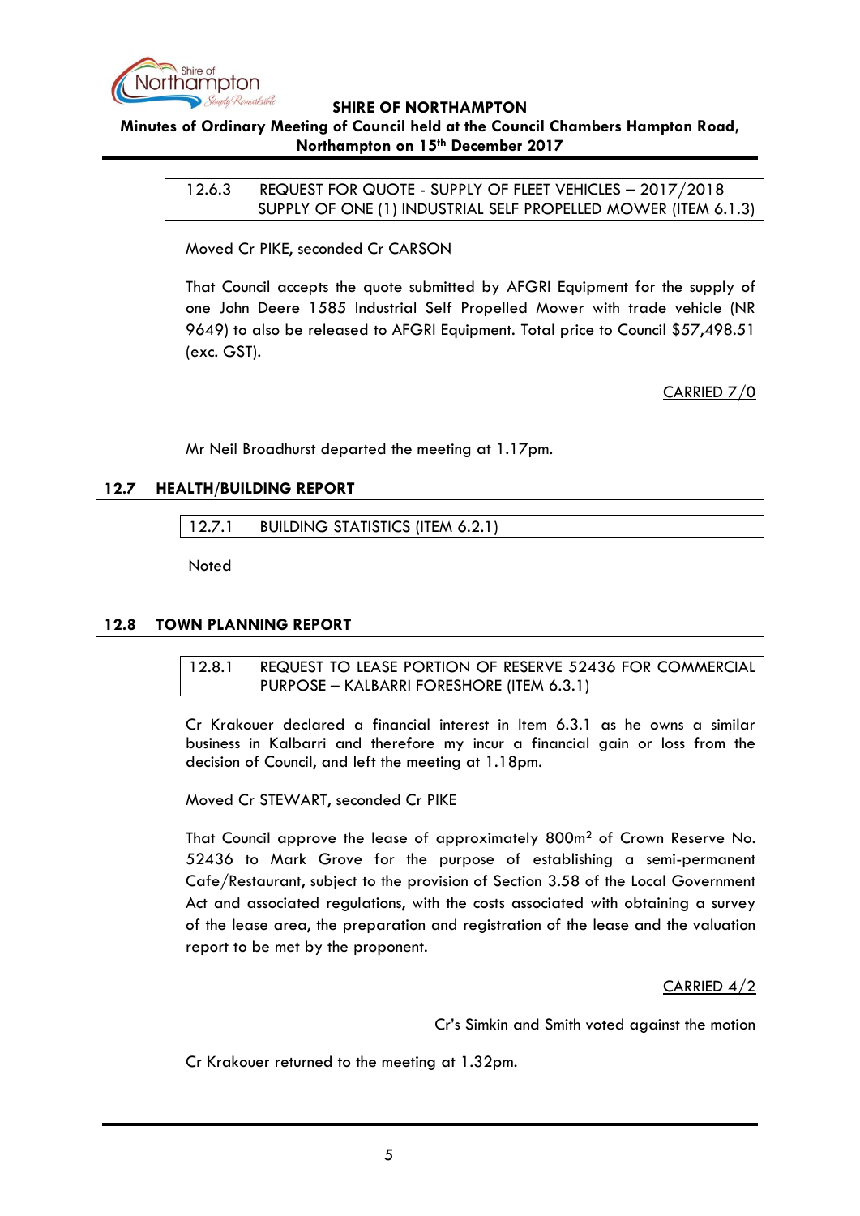### 12.6.3 REQUEST FOR QUOTE - SUPPLY OF FLEET VEHICLES – 2017/2018 SUPPLY OF ONE (1) INDUSTRIAL SELF PROPELLED MOWER (ITEM 6.1.3)

Moved Cr PIKE, seconded Cr CARSON

That Council accepts the quote submitted by AFGRI Equipment for the supply of one John Deere 1585 Industrial Self Propelled Mower with trade vehicle (NR 9649) to also be released to AFGRI Equipment. Total price to Council $57,498.51 (exc. GST).

CARRIED 7/0

Mr Neil Broadhurst departed the meeting at 1.17pm.

## 12.7 HEALTH/BUILDING REPORT

### 12.7.1 BUILDING STATISTICS (ITEM 6.2.1)

Noted

## 12.8 TOWN PLANNING REPORT

### 12.8.1 REQUEST TO LEASE PORTION OF RESERVE 52436 FOR COMMERCIAL PURPOSE – KALBARRI FORESHORE (ITEM 6.3.1)

Cr Krakouer declared a financial interest in Item 6.3.1 as he owns a similar business in Kalbarri and therefore my incur a financial gain or loss from the decision of Council, and left the meeting at 1.18pm.

Moved Cr STEWART, seconded Cr PIKE

That Council approve the lease of approximately 800m$^2$ of Crown Reserve No. 52436 to Mark Grove for the purpose of establishing a semi-permanent Cafe/Restaurant, subject to the provision of Section 3.58 of the Local Government Act and associated regulations, with the costs associated with obtaining a survey of the lease area, the preparation and registration of the lease and the valuation report to be met by the proponent.

CARRIED 4/2

Cr's Simkin and Smith voted against the motion

Cr Krakouer returned to the meeting at 1.32pm.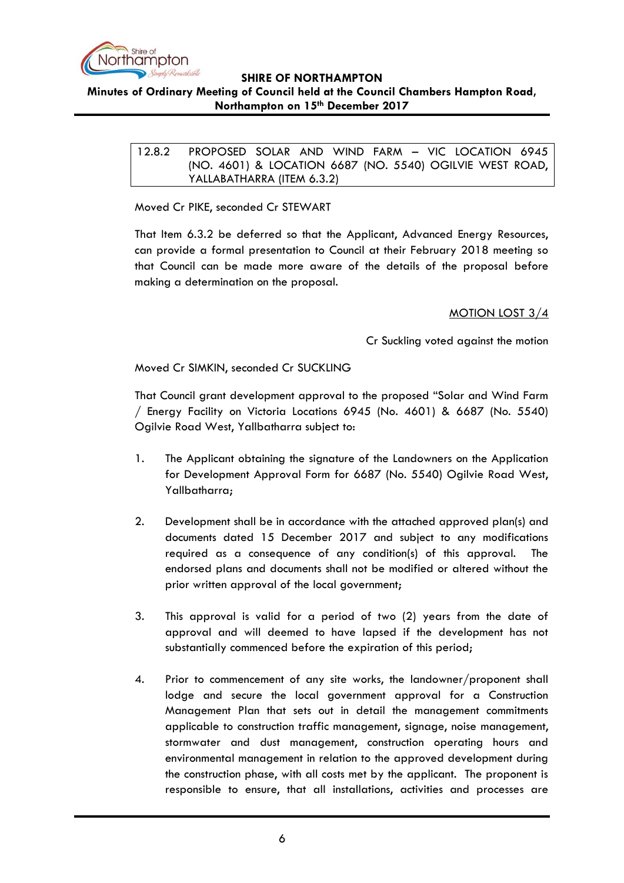### 12.8.2 PROPOSED SOLAR AND WIND FARM – VIC LOCATION 6945 (NO. 4601) & LOCATION 6687 (NO. 5540) OGILVIE WEST ROAD, YALLABATHARRA (ITEM 6.3.2)

Moved Cr PIKE, seconded Cr STEWART

That Item 6.3.2 be deferred so that the Applicant, Advanced Energy Resources, can provide a formal presentation to Council at their February 2018 meeting so that Council can be made more aware of the details of the proposal before making a determination on the proposal.

<u>MOTION LOST 3/4</u>

Cr Suckling voted against the motion

Moved Cr SIMKIN, seconded Cr SUCKLING

That Council grant development approval to the proposed "Solar and Wind Farm / Energy Facility on Victoria Locations 6945 (No. 4601) & 6687 (No. 5540) Ogilvie Road West, Yallbatharra subject to:

1. The Applicant obtaining the signature of the Landowners on the Application for Development Approval Form for 6687 (No. 5540) Ogilvie Road West, Yallbatharra;

2. Development shall be in accordance with the attached approved plan(s) and documents dated 15 December 2017 and subject to any modifications required as a consequence of any condition(s) of this approval. The endorsed plans and documents shall not be modified or altered without the prior written approval of the local government;

3. This approval is valid for a period of two (2) years from the date of approval and will deemed to have lapsed if the development has not substantially commenced before the expiration of this period;

4. Prior to commencement of any site works, the landowner/proponent shall lodge and secure the local government approval for a Construction Management Plan that sets out in detail the management commitments applicable to construction traffic management, signage, noise management, stormwater and dust management, construction operating hours and environmental management in relation to the approved development during the construction phase, with all costs met by the applicant. The proponent is responsible to ensure, that all installations, activities and processes are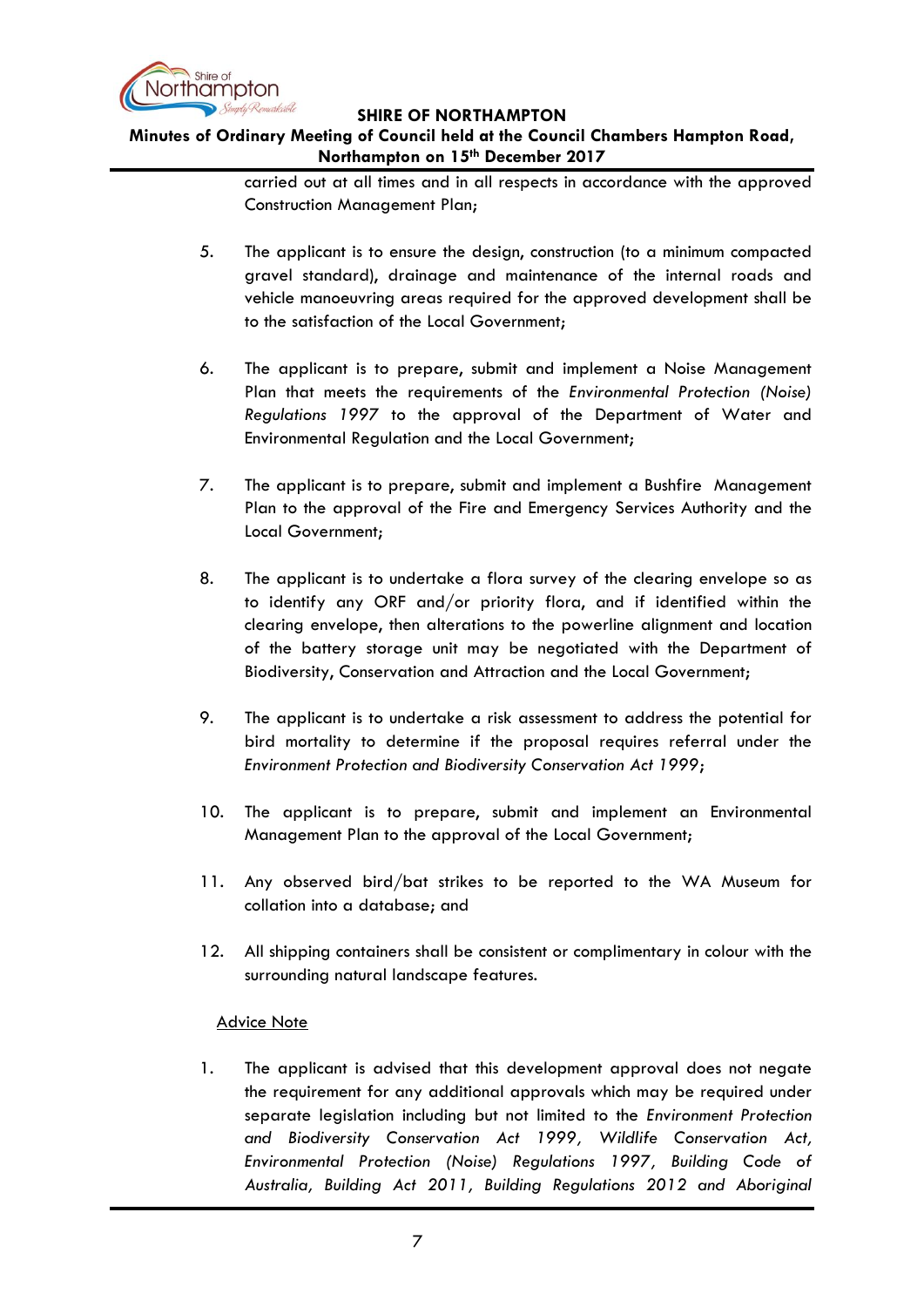carried out at all times and in all respects in accordance with the approved Construction Management Plan;

5. The applicant is to ensure the design, construction (to a minimum compacted gravel standard), drainage and maintenance of the internal roads and vehicle manoeuvring areas required for the approved development shall be to the satisfaction of the Local Government;

6. The applicant is to prepare, submit and implement a Noise Management Plan that meets the requirements of the *Environmental Protection (Noise) Regulations 1997* to the approval of the Department of Water and Environmental Regulation and the Local Government;

7. The applicant is to prepare, submit and implement a Bushfire Management Plan to the approval of the Fire and Emergency Services Authority and the Local Government;

8. The applicant is to undertake a flora survey of the clearing envelope so as to identify any ORF and/or priority flora, and if identified within the clearing envelope, then alterations to the powerline alignment and location of the battery storage unit may be negotiated with the Department of Biodiversity, Conservation and Attraction and the Local Government;

9. The applicant is to undertake a risk assessment to address the potential for bird mortality to determine if the proposal requires referral under the *Environment Protection and Biodiversity Conservation Act 1999*;

10. The applicant is to prepare, submit and implement an Environmental Management Plan to the approval of the Local Government;

11. Any observed bird/bat strikes to be reported to the WA Museum for collation into a database; and

12. All shipping containers shall be consistent or complimentary in colour with the surrounding natural landscape features.

<u>Advice Note</u>

1. The applicant is advised that this development approval does not negate the requirement for any additional approvals which may be required under separate legislation including but not limited to the *Environment Protection and Biodiversity Conservation Act 1999, Wildlife Conservation Act, Environmental Protection (Noise) Regulations 1997, Building Code of Australia, Building Act 2011, Building Regulations 2012 and Aboriginal*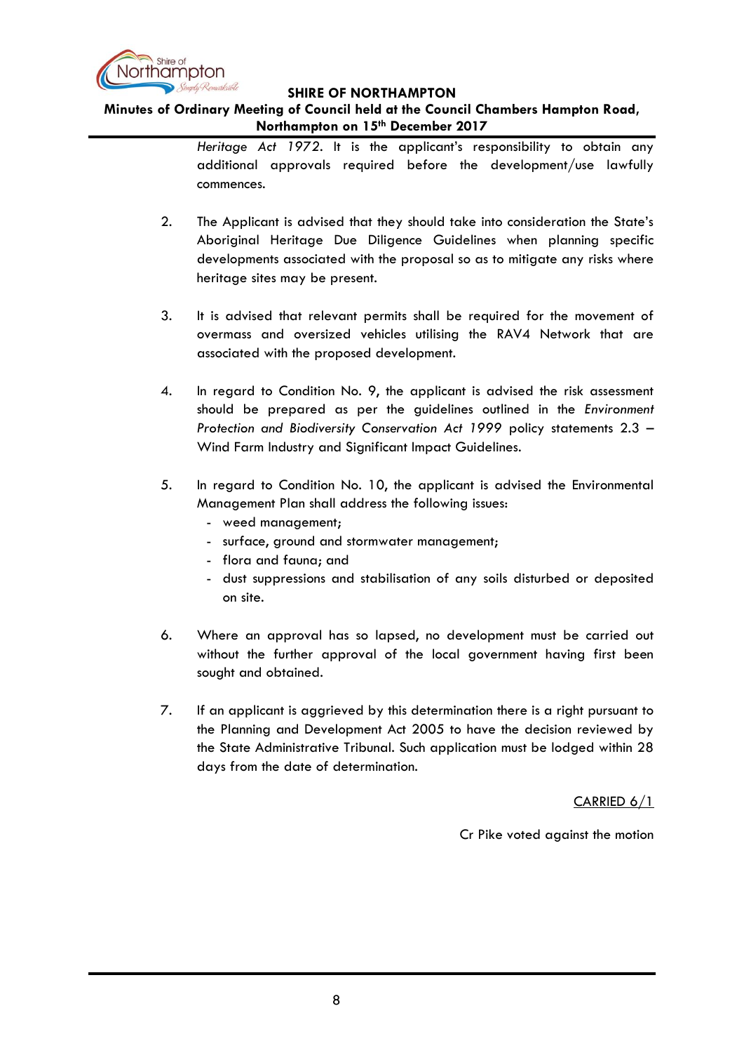*Heritage Act 1972*. It is the applicant's responsibility to obtain any additional approvals required before the development/use lawfully commences.

2. The Applicant is advised that they should take into consideration the State's Aboriginal Heritage Due Diligence Guidelines when planning specific developments associated with the proposal so as to mitigate any risks where heritage sites may be present.

3. It is advised that relevant permits shall be required for the movement of overmass and oversized vehicles utilising the RAV4 Network that are associated with the proposed development.

4. In regard to Condition No. 9, the applicant is advised the risk assessment should be prepared as per the guidelines outlined in the *Environment Protection and Biodiversity Conservation Act 1999* policy statements 2.3 – Wind Farm Industry and Significant Impact Guidelines.

5. In regard to Condition No. 10, the applicant is advised the Environmental Management Plan shall address the following issues:
   - weed management;
   - surface, ground and stormwater management;
   - flora and fauna; and
   - dust suppressions and stabilisation of any soils disturbed or deposited on site.

6. Where an approval has so lapsed, no development must be carried out without the further approval of the local government having first been sought and obtained.

7. If an applicant is aggrieved by this determination there is a right pursuant to the Planning and Development Act 2005 to have the decision reviewed by the State Administrative Tribunal. Such application must be lodged within 28 days from the date of determination.

<u>CARRIED 6/1</u>

Cr Pike voted against the motion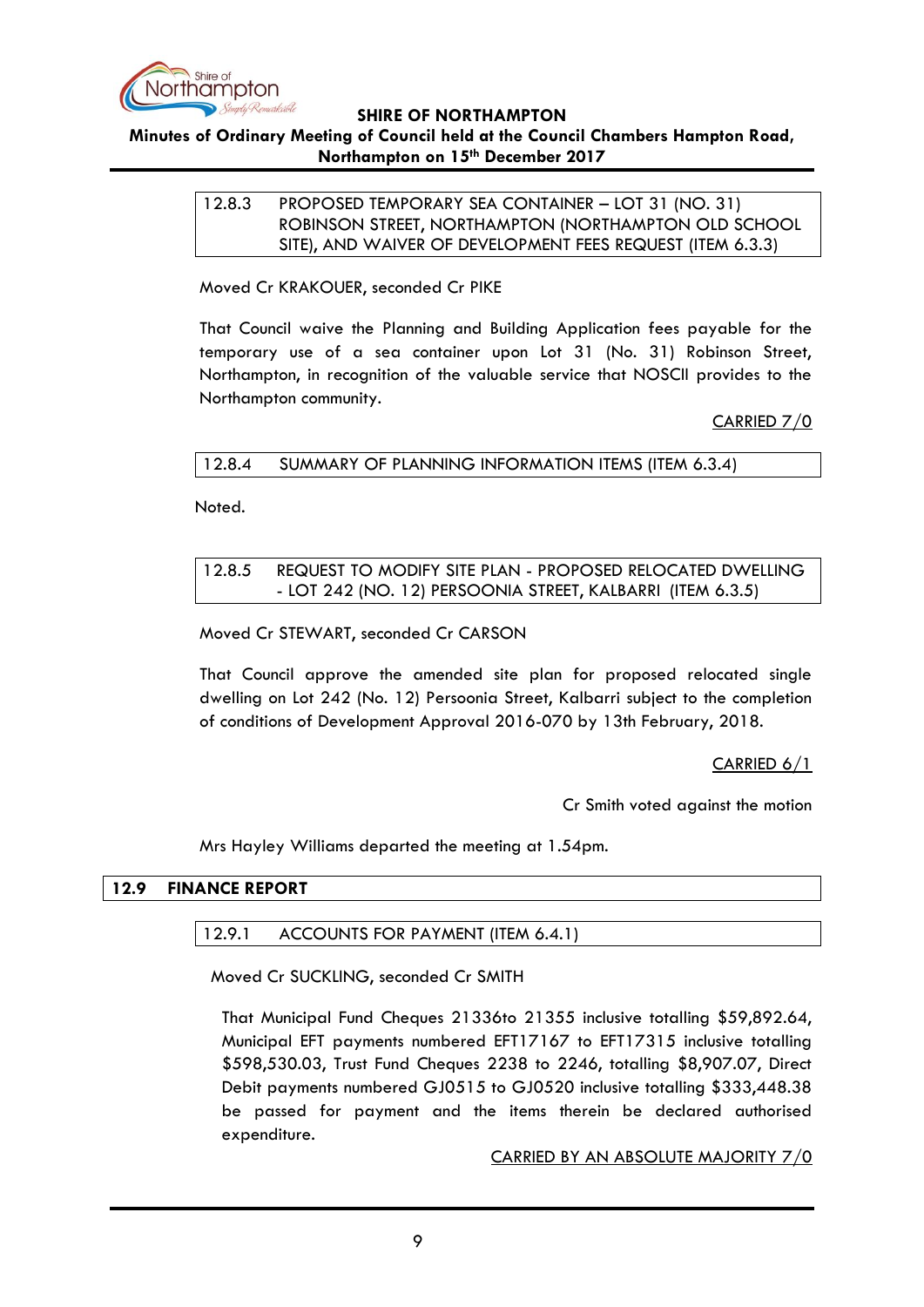### 12.8.3 PROPOSED TEMPORARY SEA CONTAINER – LOT 31 (NO. 31) ROBINSON STREET, NORTHAMPTON (NORTHAMPTON OLD SCHOOL SITE), AND WAIVER OF DEVELOPMENT FEES REQUEST (ITEM 6.3.3)

Moved Cr KRAKOUER, seconded Cr PIKE

That Council waive the Planning and Building Application fees payable for the temporary use of a sea container upon Lot 31 (No. 31) Robinson Street, Northampton, in recognition of the valuable service that NOSCII provides to the Northampton community.

CARRIED 7/0

### 12.8.4 SUMMARY OF PLANNING INFORMATION ITEMS (ITEM 6.3.4)

Noted.

### 12.8.5 REQUEST TO MODIFY SITE PLAN - PROPOSED RELOCATED DWELLING - LOT 242 (NO. 12) PERSOONIA STREET, KALBARRI (ITEM 6.3.5)

Moved Cr STEWART, seconded Cr CARSON

That Council approve the amended site plan for proposed relocated single dwelling on Lot 242 (No. 12) Persoonia Street, Kalbarri subject to the completion of conditions of Development Approval 2016-070 by 13th February, 2018.

CARRIED 6/1

Cr Smith voted against the motion

Mrs Hayley Williams departed the meeting at 1.54pm.

## 12.9 FINANCE REPORT

### 12.9.1 ACCOUNTS FOR PAYMENT (ITEM 6.4.1)

Moved Cr SUCKLING, seconded Cr SMITH

That Municipal Fund Cheques 21336to 21355 inclusive totalling $59,892.64, Municipal EFT payments numbered EFT17167 to EFT17315 inclusive totalling $598,530.03, Trust Fund Cheques 2238 to 2246, totalling $8,907.07, Direct Debit payments numbered GJ0515 to GJ0520 inclusive totalling $333,448.38 be passed for payment and the items therein be declared authorised expenditure.

CARRIED BY AN ABSOLUTE MAJORITY 7/0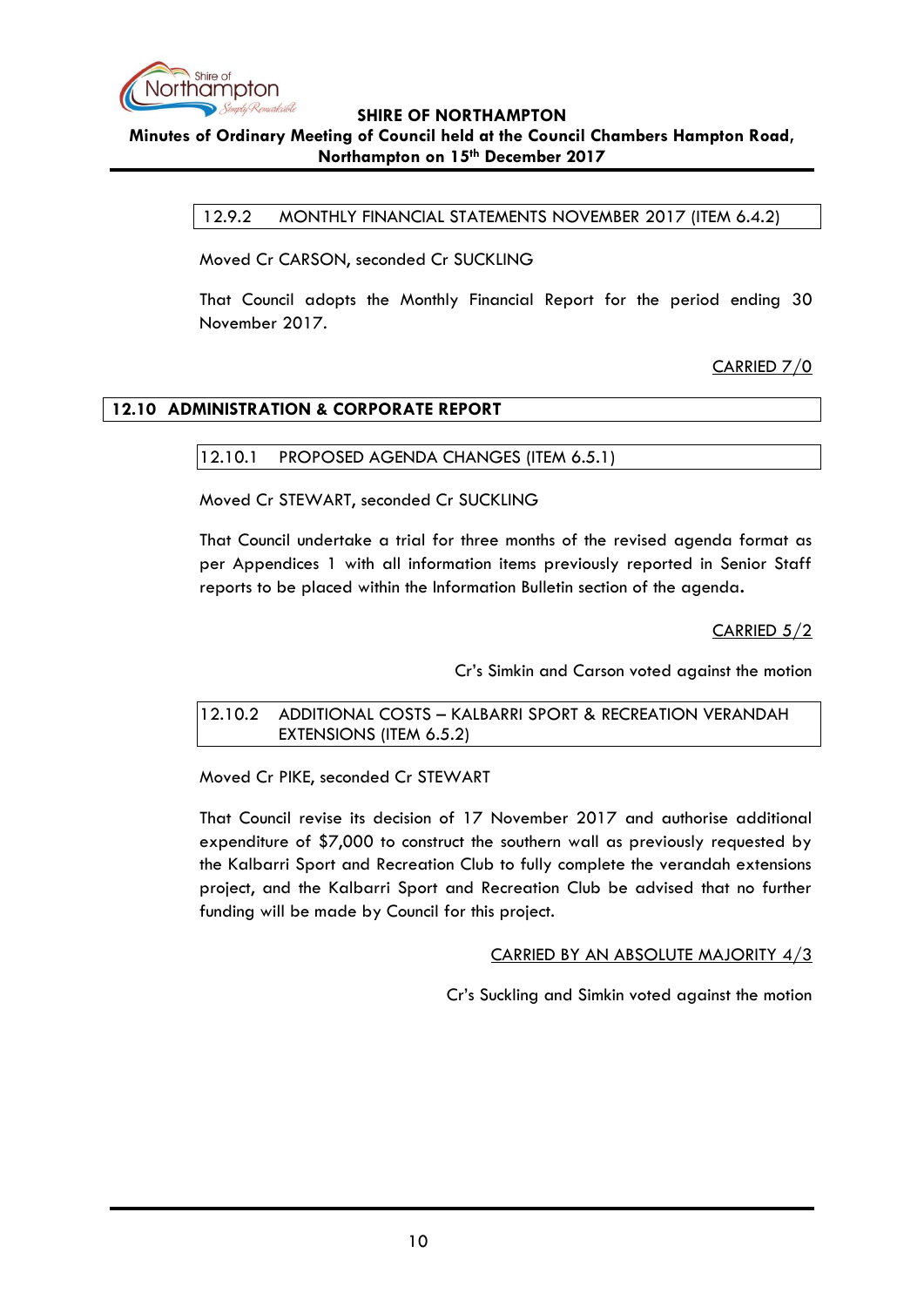### 12.9.2 MONTHLY FINANCIAL STATEMENTS NOVEMBER 2017 (ITEM 6.4.2)

Moved Cr CARSON, seconded Cr SUCKLING

That Council adopts the Monthly Financial Report for the period ending 30 November 2017.

CARRIED 7/0

## 12.10 ADMINISTRATION & CORPORATE REPORT

### 12.10.1 PROPOSED AGENDA CHANGES (ITEM 6.5.1)

Moved Cr STEWART, seconded Cr SUCKLING

That Council undertake a trial for three months of the revised agenda format as per Appendices 1 with all information items previously reported in Senior Staff reports to be placed within the Information Bulletin section of the agenda.

CARRIED 5/2

Cr's Simkin and Carson voted against the motion

### 12.10.2 ADDITIONAL COSTS – KALBARRI SPORT & RECREATION VERANDAH EXTENSIONS (ITEM 6.5.2)

Moved Cr PIKE, seconded Cr STEWART

That Council revise its decision of 17 November 2017 and authorise additional expenditure of $7,000 to construct the southern wall as previously requested by the Kalbarri Sport and Recreation Club to fully complete the verandah extensions project, and the Kalbarri Sport and Recreation Club be advised that no further funding will be made by Council for this project.

CARRIED BY AN ABSOLUTE MAJORITY 4/3

Cr's Suckling and Simkin voted against the motion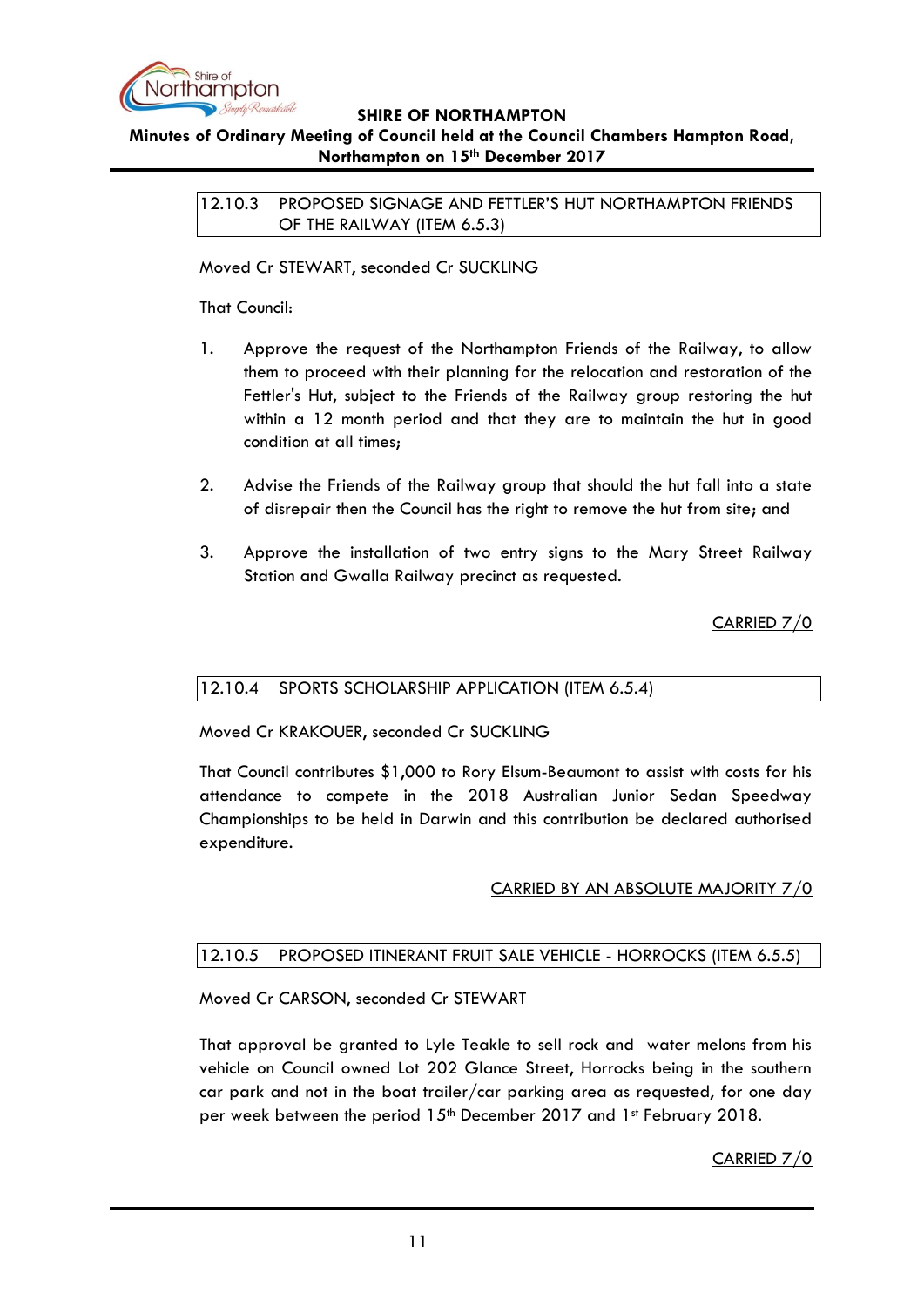### 12.10.3 PROPOSED SIGNAGE AND FETTLER'S HUT NORTHAMPTON FRIENDS OF THE RAILWAY (ITEM 6.5.3)

Moved Cr STEWART, seconded Cr SUCKLING

That Council:

1. Approve the request of the Northampton Friends of the Railway, to allow them to proceed with their planning for the relocation and restoration of the Fettler's Hut, subject to the Friends of the Railway group restoring the hut within a 12 month period and that they are to maintain the hut in good condition at all times;

2. Advise the Friends of the Railway group that should the hut fall into a state of disrepair then the Council has the right to remove the hut from site; and

3. Approve the installation of two entry signs to the Mary Street Railway Station and Gwalla Railway precinct as requested.

CARRIED 7/0

### 12.10.4 SPORTS SCHOLARSHIP APPLICATION (ITEM 6.5.4)

Moved Cr KRAKOUER, seconded Cr SUCKLING

That Council contributes $1,000 to Rory Elsum-Beaumont to assist with costs for his attendance to compete in the 2018 Australian Junior Sedan Speedway Championships to be held in Darwin and this contribution be declared authorised expenditure.

CARRIED BY AN ABSOLUTE MAJORITY 7/0

### 12.10.5 PROPOSED ITINERANT FRUIT SALE VEHICLE - HORROCKS (ITEM 6.5.5)

Moved Cr CARSON, seconded Cr STEWART

That approval be granted to Lyle Teakle to sell rock and water melons from his vehicle on Council owned Lot 202 Glance Street, Horrocks being in the southern car park and not in the boat trailer/car parking area as requested, for one day per week between the period 15th December 2017 and 1st February 2018.

CARRIED 7/0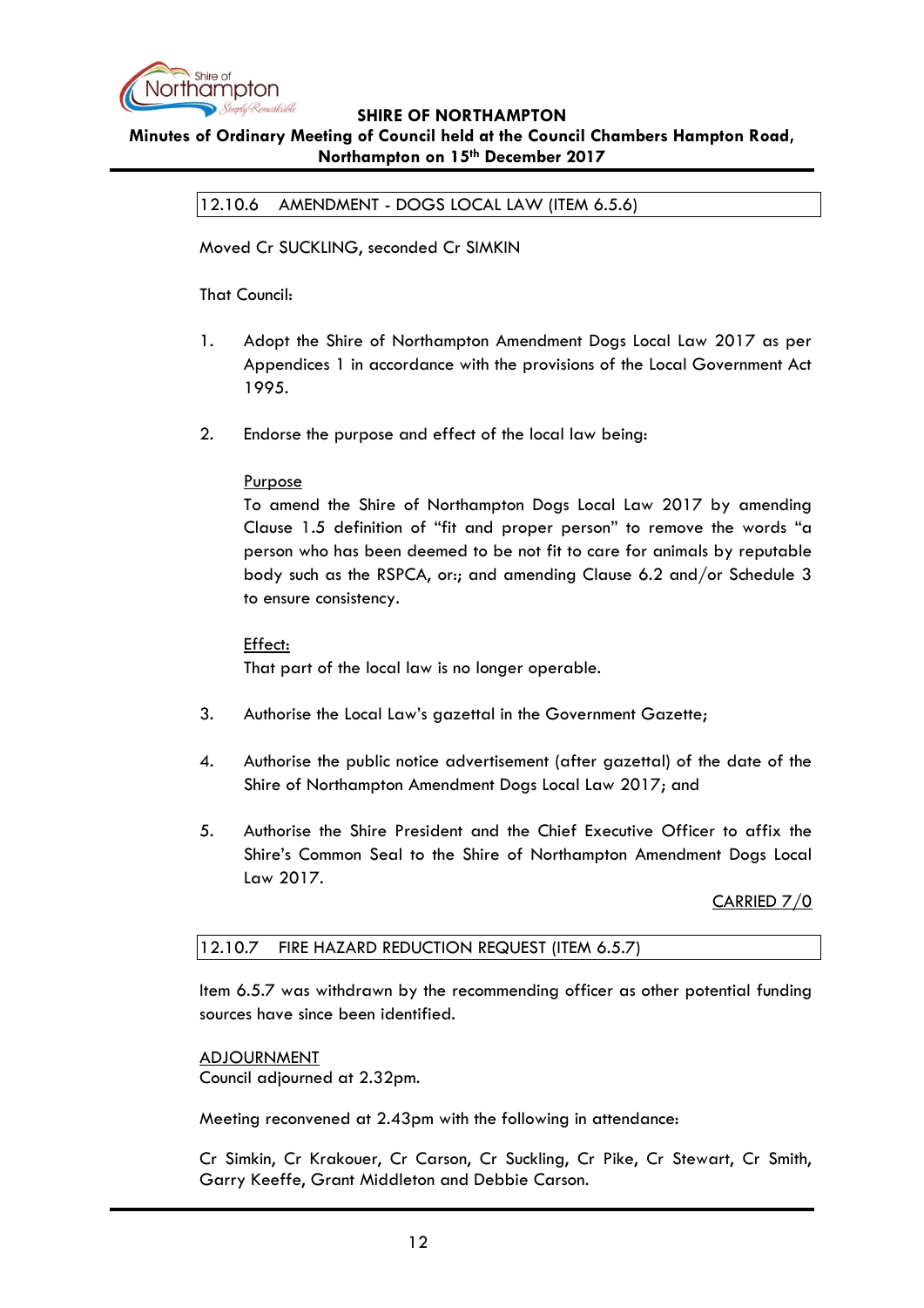## 12.10.6 AMENDMENT - DOGS LOCAL LAW (ITEM 6.5.6)

Moved Cr SUCKLING, seconded Cr SIMKIN

That Council:

1. Adopt the Shire of Northampton Amendment Dogs Local Law 2017 as per Appendices 1 in accordance with the provisions of the Local Government Act 1995.

2. Endorse the purpose and effect of the local law being:

   Purpose
   To amend the Shire of Northampton Dogs Local Law 2017 by amending Clause 1.5 definition of "fit and proper person" to remove the words "a person who has been deemed to be not fit to care for animals by reputable body such as the RSPCA, or:; and amending Clause 6.2 and/or Schedule 3 to ensure consistency.

   Effect:
   That part of the local law is no longer operable.

3. Authorise the Local Law's gazettal in the Government Gazette;

4. Authorise the public notice advertisement (after gazettal) of the date of the Shire of Northampton Amendment Dogs Local Law 2017; and

5. Authorise the Shire President and the Chief Executive Officer to affix the Shire's Common Seal to the Shire of Northampton Amendment Dogs Local Law 2017.

CARRIED 7/0

## 12.10.7 FIRE HAZARD REDUCTION REQUEST (ITEM 6.5.7)

Item 6.5.7 was withdrawn by the recommending officer as other potential funding sources have since been identified.

ADJOURNMENT
Council adjourned at 2.32pm.

Meeting reconvened at 2.43pm with the following in attendance:

Cr Simkin, Cr Krakouer, Cr Carson, Cr Suckling, Cr Pike, Cr Stewart, Cr Smith, Garry Keeffe, Grant Middleton and Debbie Carson.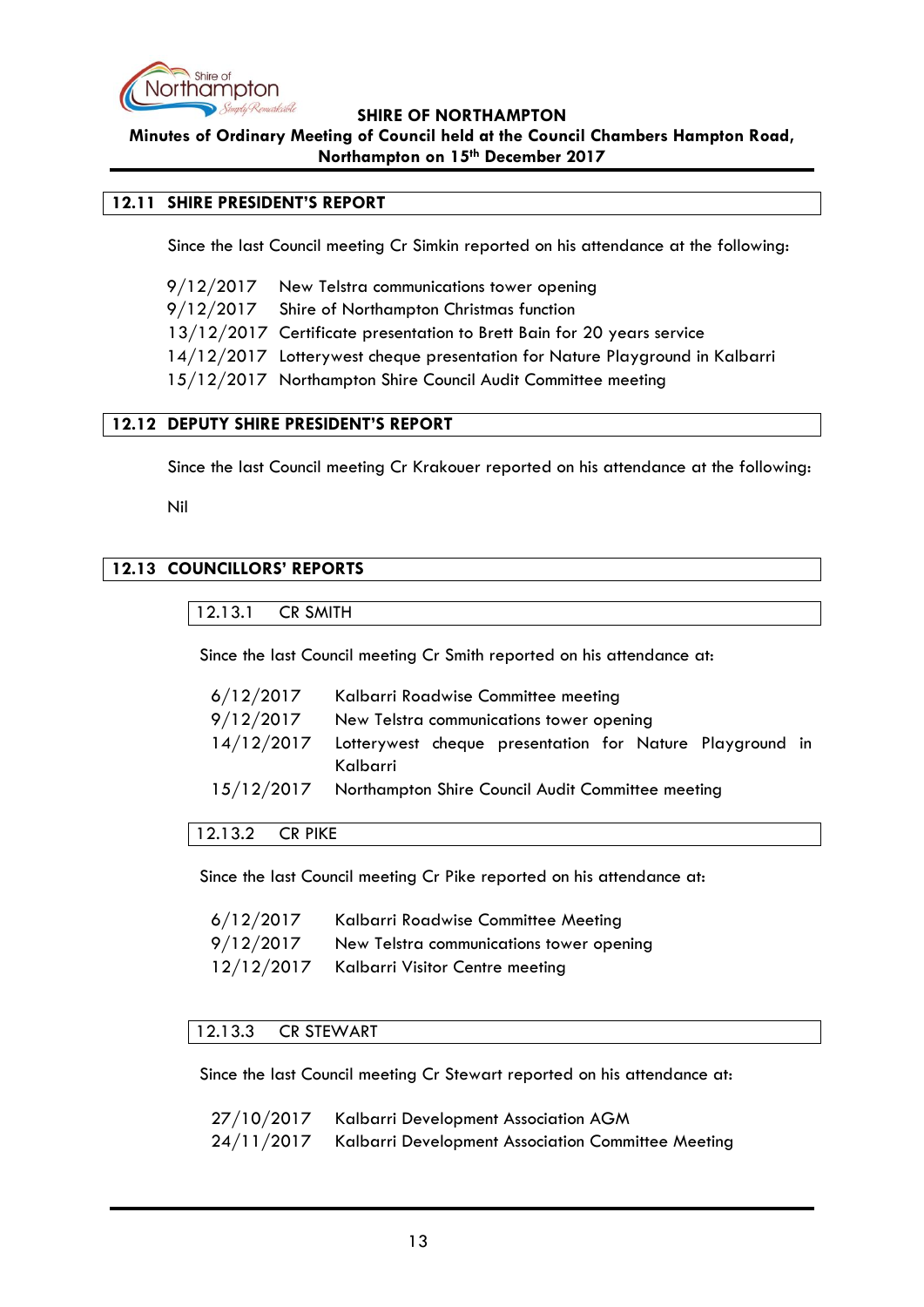## 12.11 SHIRE PRESIDENT'S REPORT

Since the last Council meeting Cr Simkin reported on his attendance at the following:

9/12/2017 New Telstra communications tower opening
9/12/2017 Shire of Northampton Christmas function
13/12/2017 Certificate presentation to Brett Bain for 20 years service
14/12/2017 Lotterywest cheque presentation for Nature Playground in Kalbarri
15/12/2017 Northampton Shire Council Audit Committee meeting

## 12.12 DEPUTY SHIRE PRESIDENT'S REPORT

Since the last Council meeting Cr Krakouer reported on his attendance at the following:

Nil

## 12.13 COUNCILLORS' REPORTS

### 12.13.1 CR SMITH

Since the last Council meeting Cr Smith reported on his attendance at:

6/12/2017 Kalbarri Roadwise Committee meeting
9/12/2017 New Telstra communications tower opening
14/12/2017 Lotterywest cheque presentation for Nature Playground in Kalbarri
15/12/2017 Northampton Shire Council Audit Committee meeting

### 12.13.2 CR PIKE

Since the last Council meeting Cr Pike reported on his attendance at:

6/12/2017 Kalbarri Roadwise Committee Meeting
9/12/2017 New Telstra communications tower opening
12/12/2017 Kalbarri Visitor Centre meeting

### 12.13.3 CR STEWART

Since the last Council meeting Cr Stewart reported on his attendance at:

27/10/2017 Kalbarri Development Association AGM
24/11/2017 Kalbarri Development Association Committee Meeting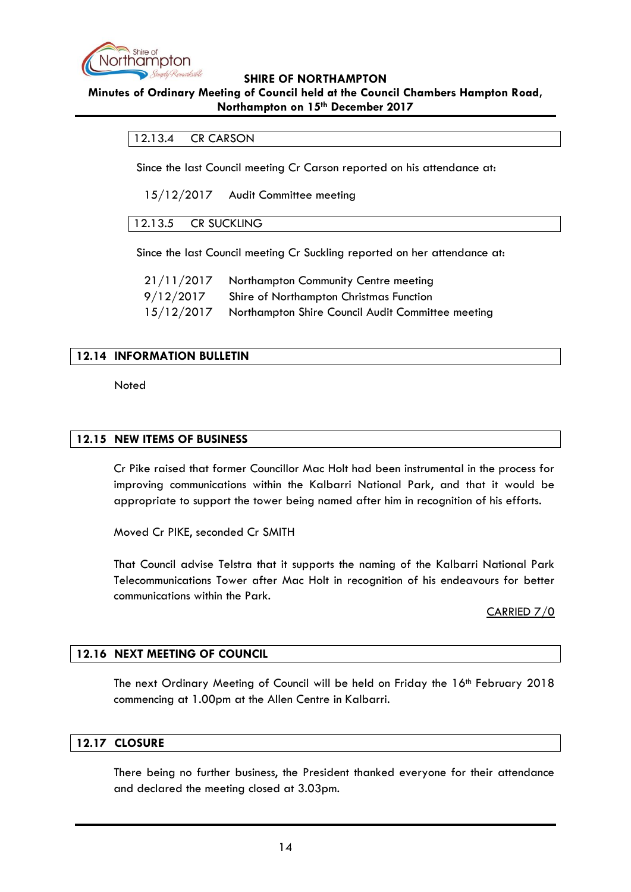### 12.13.4 CR CARSON

Since the last Council meeting Cr Carson reported on his attendance at:

15/12/2017 Audit Committee meeting

### 12.13.5 CR SUCKLING

Since the last Council meeting Cr Suckling reported on her attendance at:

21/11/2017 Northampton Community Centre meeting
9/12/2017 Shire of Northampton Christmas Function
15/12/2017 Northampton Shire Council Audit Committee meeting

## 12.14 INFORMATION BULLETIN

Noted

## 12.15 NEW ITEMS OF BUSINESS

Cr Pike raised that former Councillor Mac Holt had been instrumental in the process for improving communications within the Kalbarri National Park, and that it would be appropriate to support the tower being named after him in recognition of his efforts.

Moved Cr PIKE, seconded Cr SMITH

That Council advise Telstra that it supports the naming of the Kalbarri National Park Telecommunications Tower after Mac Holt in recognition of his endeavours for better communications within the Park.

CARRIED 7/0

## 12.16 NEXT MEETING OF COUNCIL

The next Ordinary Meeting of Council will be held on Friday the 16th February 2018 commencing at 1.00pm at the Allen Centre in Kalbarri.

## 12.17 CLOSURE

There being no further business, the President thanked everyone for their attendance and declared the meeting closed at 3.03pm.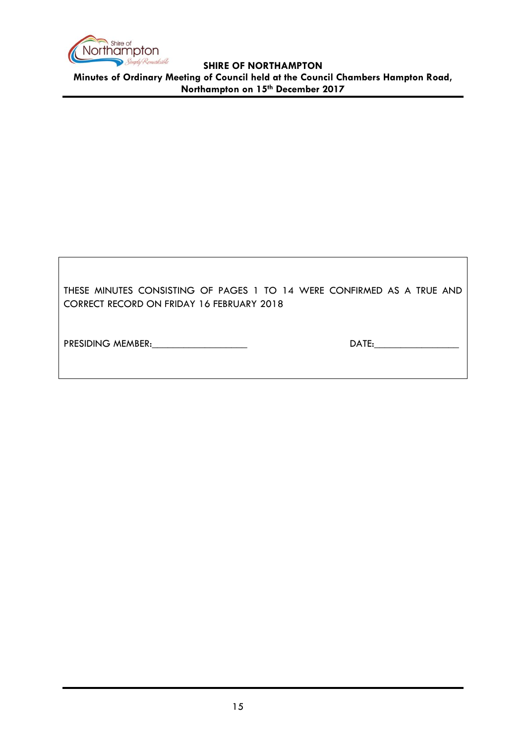THESE MINUTES CONSISTING OF PAGES 1 TO 14 WERE CONFIRMED AS A TRUE AND CORRECT RECORD ON FRIDAY 16 FEBRUARY 2018

PRESIDING MEMBER:___________________ DATE:_________________